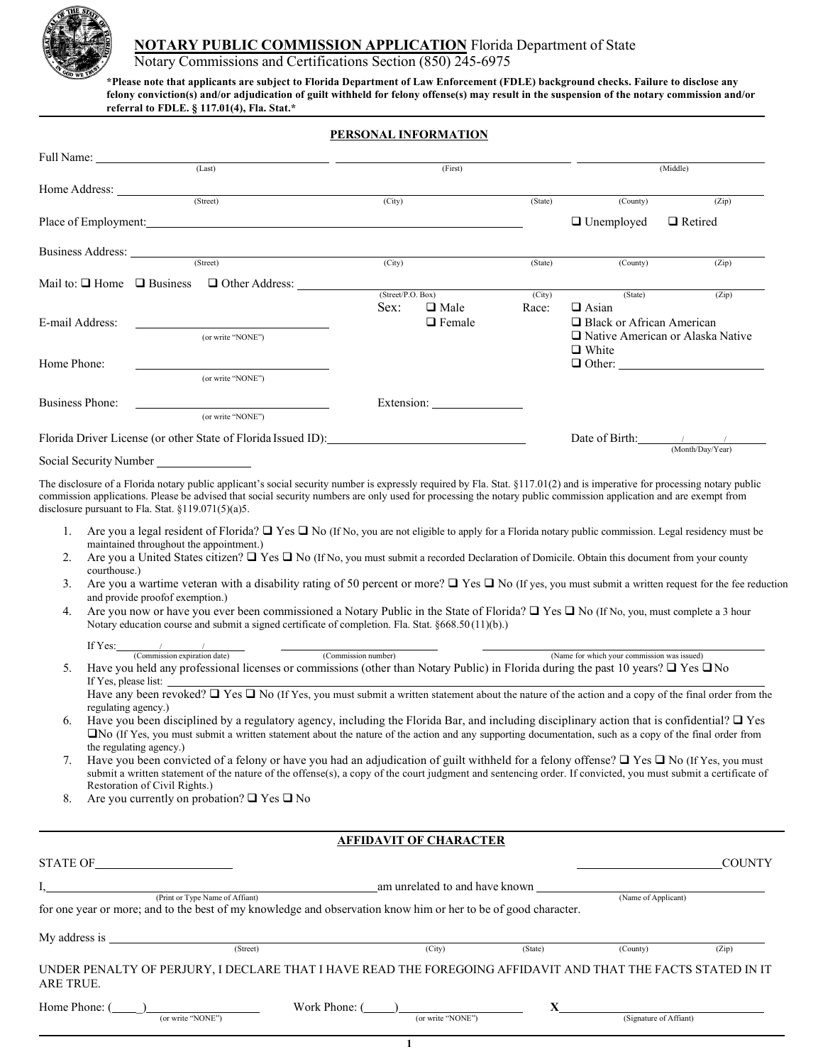# NOTARY PUBLIC COMMISSION APPLICATION Florida Department of State

Notary Commissions and Certifications Section (850) 245-6975

***Please note that applicants are subject to Florida Department of Law Enforcement (FDLE) background checks. Failure to disclose any felony conviction(s) and/or adjudication of guilt withheld for felony offense(s) may result in the suspension of the notary commission and/or referral to FDLE. § 117.01(4), Fla. Stat.***

## PERSONAL INFORMATION

Full Name: ______________________ (Last) ______________________ (First) ______________________ (Middle)

Home Address: ______________________ (Street) __________ (City) __________ (State) __________ (County) __________ (Zip)

Place of Employment: ______________________________ ❑ Unemployed ❑ Retired

Business Address: ______________________ (Street) __________ (City) __________ (State) __________ (County) __________ (Zip)

Mail to: ❑ Home ❑ Business ❑ Other Address: ______________________ (Street/P.O. Box) __________ (City) __________ (State) __________ (Zip)

E-mail Address: ______________________ (or write "NONE")

Sex: ❑ Male ❑ Female

Race: ❑ Asian ❑ Black or African American ❑ Native American or Alaska Native ❑ White ❑ Other: __________

Home Phone: ______________________ (or write "NONE")

Business Phone: ______________________ (or write "NONE") Extension: __________

Florida Driver License (or other State of Florida Issued ID): ______________________ Date of Birth: ____/____/____ (Month/Day/Year)

Social Security Number __________

The disclosure of a Florida notary public applicant's social security number is expressly required by Fla. Stat. §117.01(2) and is imperative for processing notary public commission applications. Please be advised that social security numbers are only used for processing the notary public commission application and are exempt from disclosure pursuant to Fla. Stat. §119.071(5)(a)5.

1. Are you a legal resident of Florida? ❑ Yes ❑ No (If No, you are not eligible to apply for a Florida notary public commission. Legal residency must be maintained throughout the appointment.)
2. Are you a United States citizen? ❑ Yes ❑ No (If No, you must submit a recorded Declaration of Domicile. Obtain this document from your county courthouse.)
3. Are you a wartime veteran with a disability rating of 50 percent or more? ❑ Yes ❑ No (If yes, you must submit a written request for the fee reduction and provide proof of exemption.)
4. Are you now or have you ever been commissioned a Notary Public in the State of Florida? ❑ Yes ❑ No (If No, you, must complete a 3 hour Notary education course and submit a signed certificate of completion. Fla. Stat. §668.50 (11)(b).)

   If Yes: ____/____/____ (Commission expiration date) __________ (Commission number) ______________________ (Name for which your commission was issued)
5. Have you held any professional licenses or commissions (other than Notary Public) in Florida during the past 10 years? ❑ Yes ❑ No

   If Yes, please list: ______________________

   Have any been revoked? ❑ Yes ❑ No (If Yes, you must submit a written statement about the nature of the action and a copy of the final order from the regulating agency.)
6. Have you been disciplined by a regulatory agency, including the Florida Bar, and including disciplinary action that is confidential? ❑ Yes ❑ No (If Yes, you must submit a written statement about the nature of the action and any supporting documentation, such as a copy of the final order from the regulating agency.)
7. Have you been convicted of a felony or have you had an adjudication of guilt withheld for a felony offense? ❑ Yes ❑ No (If Yes, you must submit a written statement of the nature of the offense(s), a copy of the court judgment and sentencing order. If convicted, you must submit a certificate of Restoration of Civil Rights.)
8. Are you currently on probation? ❑ Yes ❑ No

## AFFIDAVIT OF CHARACTER

STATE OF ______________________ ______________________ COUNTY

I, ______________________ (Print or Type Name of Affiant) am unrelated to and have known ______________________ (Name of Applicant) for one year or more; and to the best of my knowledge and observation know him or her to be of good character.

My address is ______________________ (Street) __________ (City) __________ (State) __________ (County) __________ (Zip)

UNDER PENALTY OF PERJURY, I DECLARE THAT I HAVE READ THE FOREGOING AFFIDAVIT AND THAT THE FACTS STATED IN IT ARE TRUE.

Home Phone: (____) __________ (or write "NONE") Work Phone: (____) __________ (or write "NONE") X ______________________ (Signature of Affiant)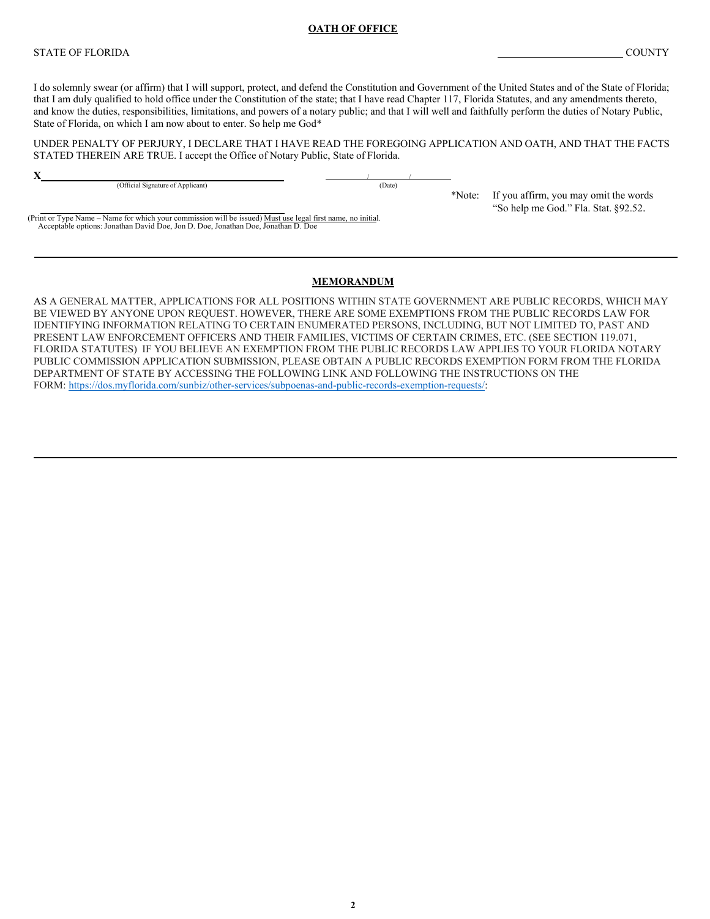## OATH OF OFFICE

STATE OF FLORIDA ______________________ COUNTY

I do solemnly swear (or affirm) that I will support, protect, and defend the Constitution and Government of the United States and of the State of Florida; that I am duly qualified to hold office under the Constitution of the state; that I have read Chapter 117, Florida Statutes, and any amendments thereto, and know the duties, responsibilities, limitations, and powers of a notary public; and that I will well and faithfully perform the duties of Notary Public, State of Florida, on which I am now about to enter. So help me God*

UNDER PENALTY OF PERJURY, I DECLARE THAT I HAVE READ THE FOREGOING APPLICATION AND OATH, AND THAT THE FACTS STATED THEREIN ARE TRUE. I accept the Office of Notary Public, State of Florida.

X________________________________________ ________/________/________
(Official Signature of Applicant) (Date)

________________________________________
(Print or Type Name – Name for which your commission will be issued) Must use legal first name, no initial.
Acceptable options: Jonathan David Doe, Jon D. Doe, Jonathan Doe, Jonathan D. Doe

*Note: If you affirm, you may omit the words "So help me God." Fla. Stat. §92.52.

---

## MEMORANDUM

AS A GENERAL MATTER, APPLICATIONS FOR ALL POSITIONS WITHIN STATE GOVERNMENT ARE PUBLIC RECORDS, WHICH MAY BE VIEWED BY ANYONE UPON REQUEST. HOWEVER, THERE ARE SOME EXEMPTIONS FROM THE PUBLIC RECORDS LAW FOR IDENTIFYING INFORMATION RELATING TO CERTAIN ENUMERATED PERSONS, INCLUDING, BUT NOT LIMITED TO, PAST AND PRESENT LAW ENFORCEMENT OFFICERS AND THEIR FAMILIES, VICTIMS OF CERTAIN CRIMES, ETC. (SEE SECTION 119.071, FLORIDA STATUTES) IF YOU BELIEVE AN EXEMPTION FROM THE PUBLIC RECORDS LAW APPLIES TO YOUR FLORIDA NOTARY PUBLIC COMMISSION APPLICATION SUBMISSION, PLEASE OBTAIN A PUBLIC RECORDS EXEMPTION FORM FROM THE FLORIDA DEPARTMENT OF STATE BY ACCESSING THE FOLLOWING LINK AND FOLLOWING THE INSTRUCTIONS ON THE FORM: https://dos.myflorida.com/sunbiz/other-services/subpoenas-and-public-records-exemption-requests/:

---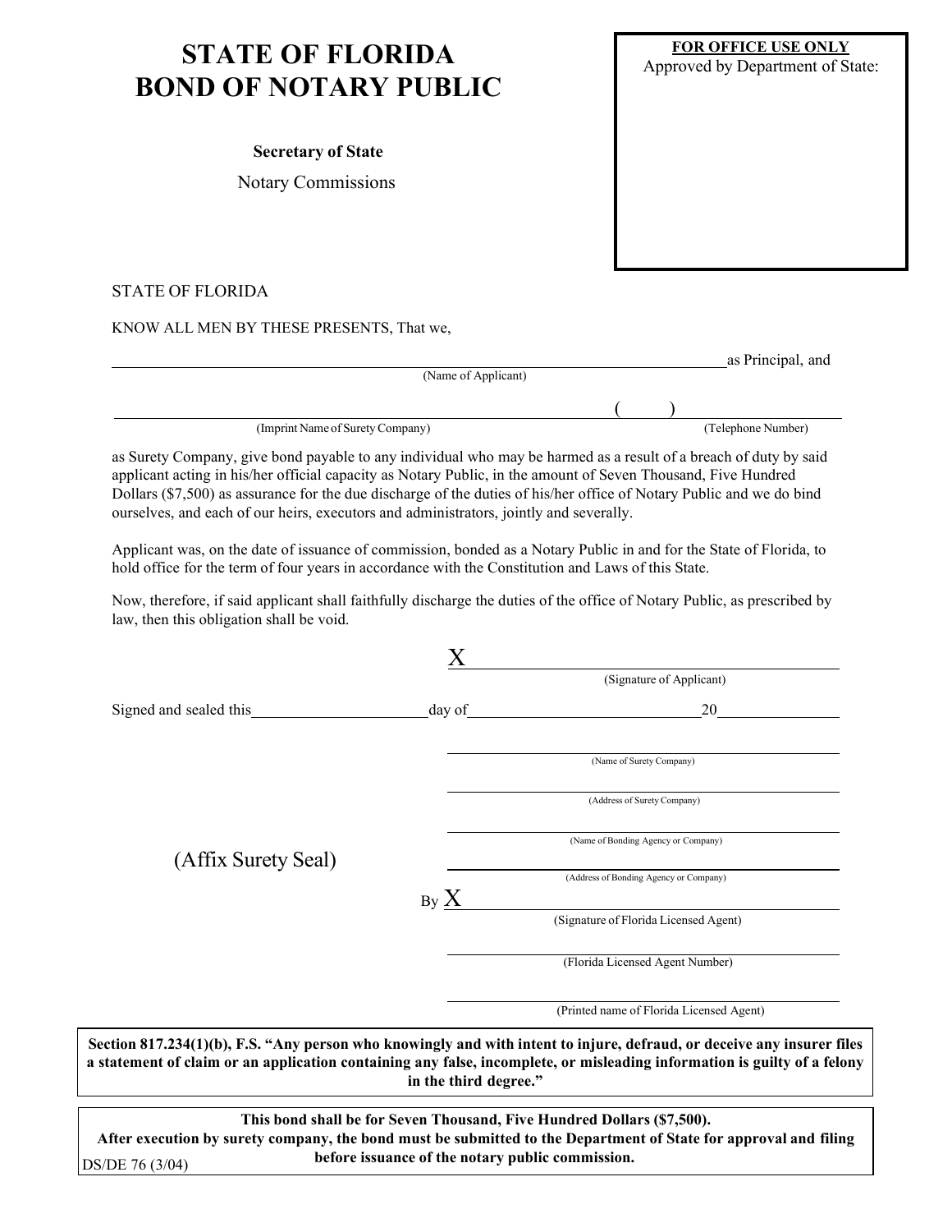# STATE OF FLORIDA
# BOND OF NOTARY PUBLIC

**Secretary of State**

Notary Commissions

**FOR OFFICE USE ONLY**

Approved by Department of State:

STATE OF FLORIDA

KNOW ALL MEN BY THESE PRESENTS, That we,

_______________________________________________ as Principal, and
(Name of Applicant)

_______________________________________________ ( &nbsp;&nbsp;&nbsp; ) ______________
(Imprint Name of Surety Company) (Telephone Number)

as Surety Company, give bond payable to any individual who may be harmed as a result of a breach of duty by said applicant acting in his/her official capacity as Notary Public, in the amount of Seven Thousand, Five Hundred Dollars ($7,500) as assurance for the due discharge of the duties of his/her office of Notary Public and we do bind ourselves, and each of our heirs, executors and administrators, jointly and severally.

Applicant was, on the date of issuance of commission, bonded as a Notary Public in and for the State of Florida, to hold office for the term of four years in accordance with the Constitution and Laws of this State.

Now, therefore, if said applicant shall faithfully discharge the duties of the office of Notary Public, as prescribed by law, then this obligation shall be void.

X _______________________________________________
(Signature of Applicant)

Signed and sealed this ____________ day of ____________________ 20 ________

_______________________________________________
(Name of Surety Company)

_______________________________________________
(Address of Surety Company)

_______________________________________________
(Name of Bonding Agency or Company)

(Affix Surety Seal)

_______________________________________________
(Address of Bonding Agency or Company)

By X _______________________________________________
(Signature of Florida Licensed Agent)

_______________________________________________
(Florida Licensed Agent Number)

_______________________________________________
(Printed name of Florida Licensed Agent)

**Section 817.234(1)(b), F.S. "Any person who knowingly and with intent to injure, defraud, or deceive any insurer files a statement of claim or an application containing any false, incomplete, or misleading information is guilty of a felony in the third degree."**

**This bond shall be for Seven Thousand, Five Hundred Dollars ($7,500).**
**After execution by surety company, the bond must be submitted to the Department of State for approval and filing before issuance of the notary public commission.**

DS/DE 76 (3/04)